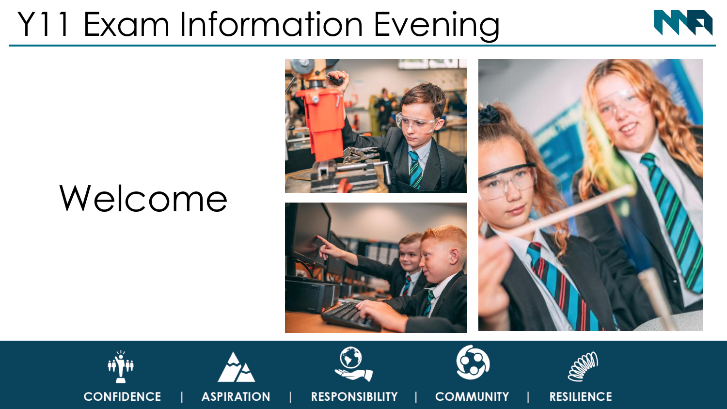# Y11 Exam Information Evening

Welcome

CONFIDENCE | ASPIRATION | RESPONSIBILITY | COMMUNITY | RESILIENCE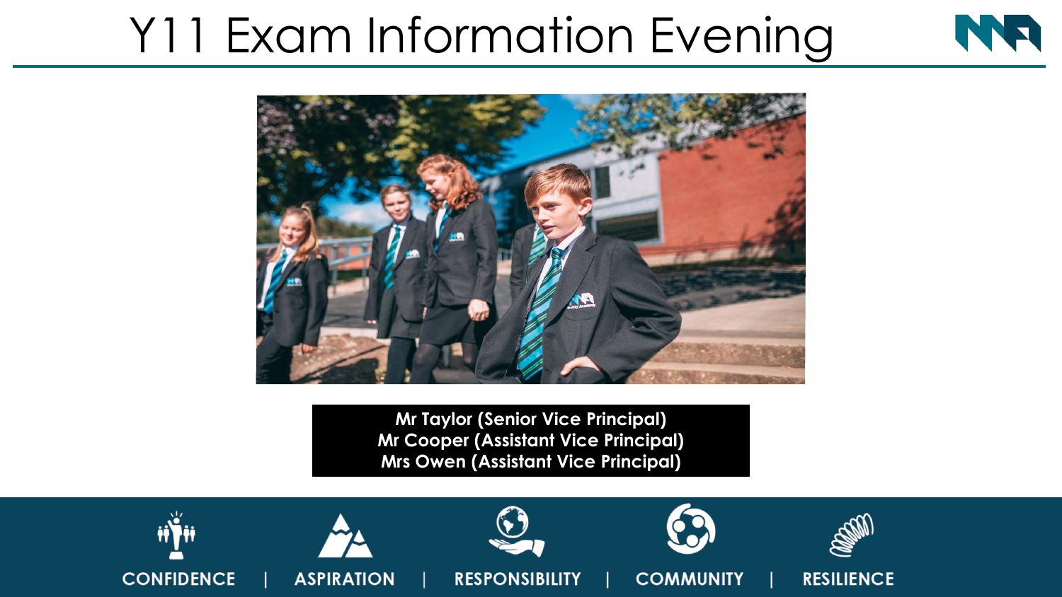# Y11 Exam Information Evening

**Mr Taylor (Senior Vice Principal)**
**Mr Cooper (Assistant Vice Principal)**
**Mrs Owen (Assistant Vice Principal)**

CONFIDENCE | ASPIRATION | RESPONSIBILITY | COMMUNITY | RESILIENCE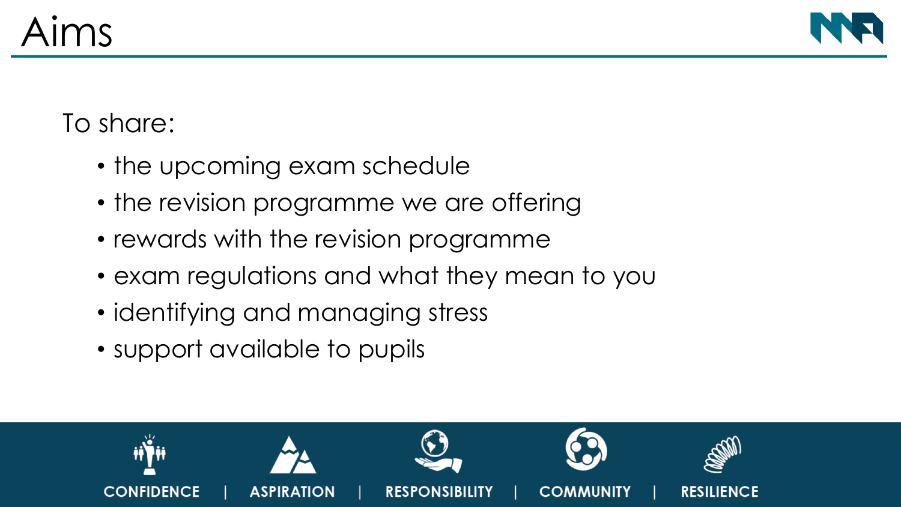# Aims

To share:

- the upcoming exam schedule
- the revision programme we are offering
- rewards with the revision programme
- exam regulations and what they mean to you
- identifying and managing stress
- support available to pupils

CONFIDENCE | ASPIRATION | RESPONSIBILITY | COMMUNITY | RESILIENCE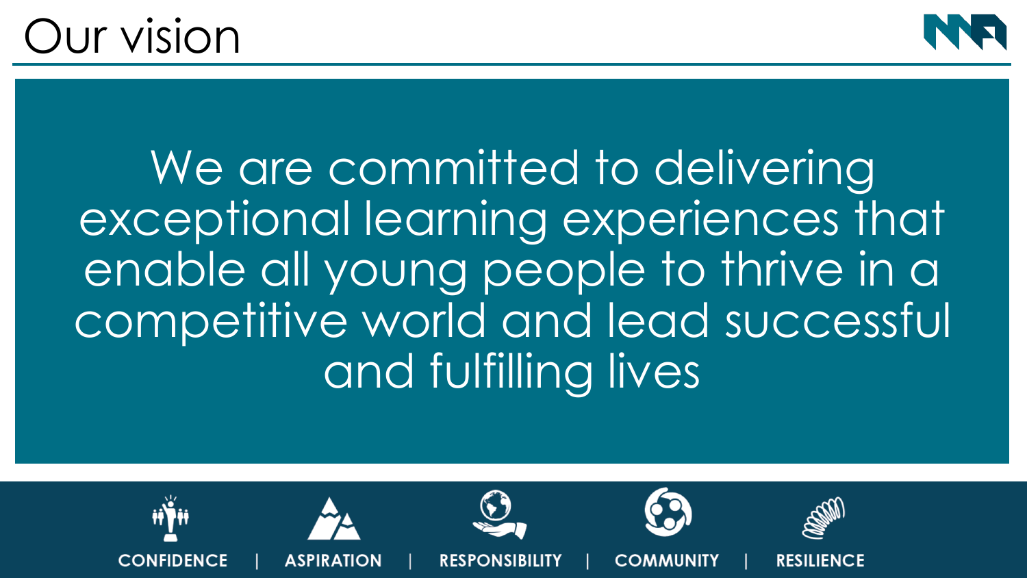# Our vision

We are committed to delivering exceptional learning experiences that enable all young people to thrive in a competitive world and lead successful and fulfilling lives

**CONFIDENCE** | **ASPIRATION** | **RESPONSIBILITY** | **COMMUNITY** | **RESILIENCE**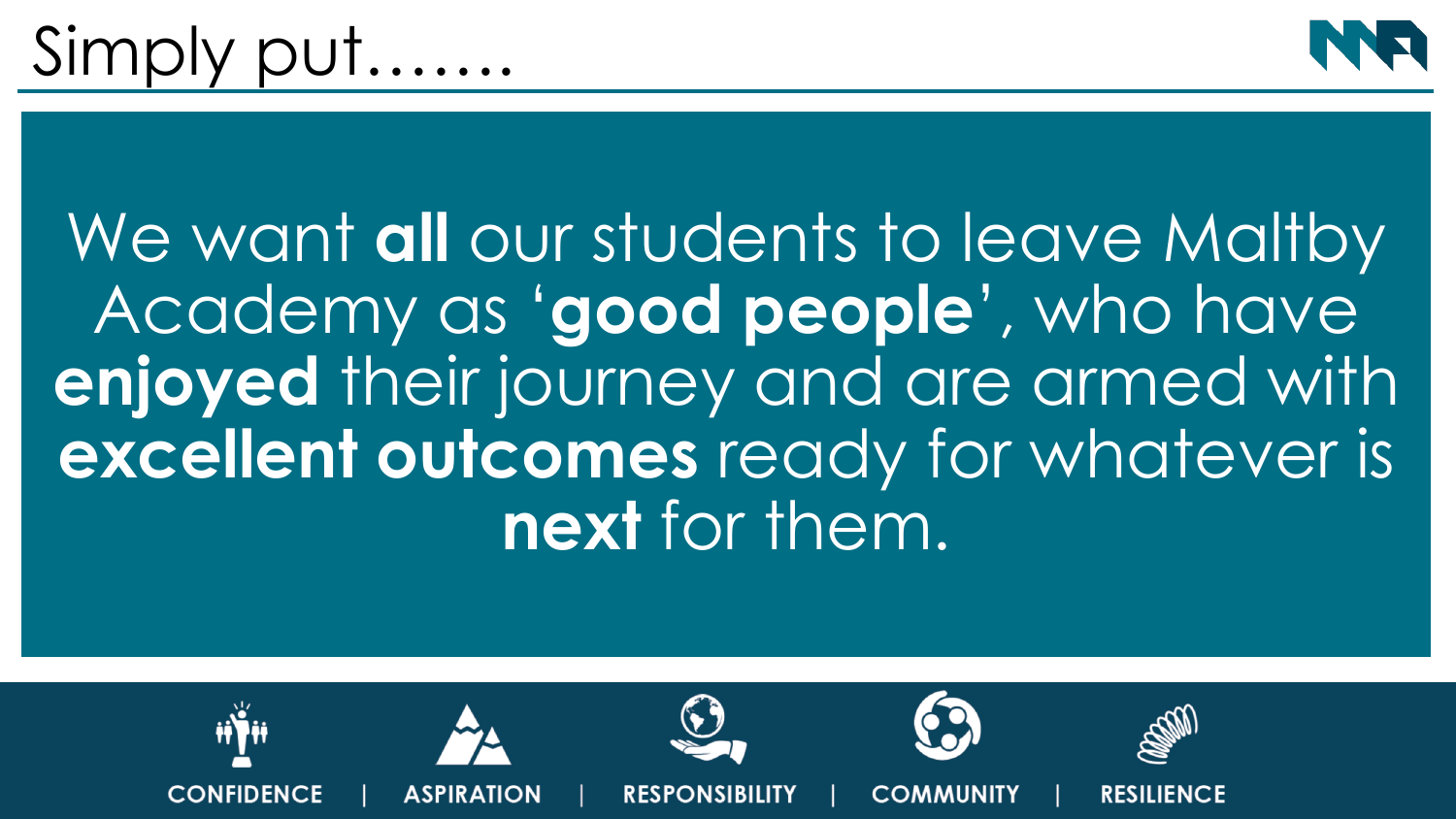# Simply put…….

We want **all** our students to leave Maltby Academy as ‘**good people**’, who have **enjoyed** their journey and are armed with **excellent outcomes** ready for whatever is **next** for them.

CONFIDENCE | ASPIRATION | RESPONSIBILITY | COMMUNITY | RESILIENCE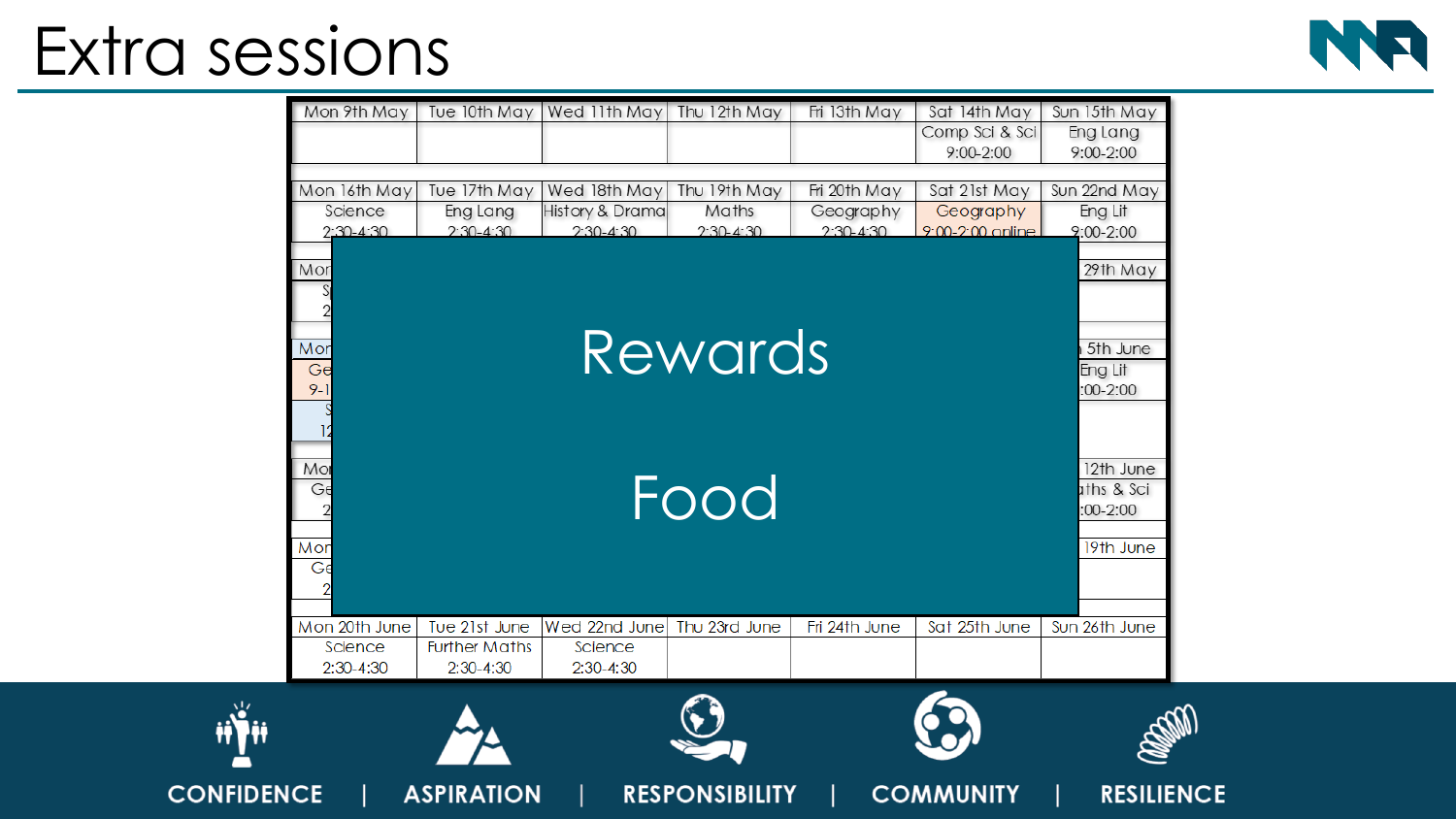# Extra sessions

| Mon 9th May | Tue 10th May | Wed 11th May | Thu 12th May | Fri 13th May | Sat 14th May | Sun 15th May |
|---|---|---|---|---|---|---|
| | | | | | Comp Sci & Sci 9:00-2:00 | Eng Lang 9:00-2:00 |

| Mon 16th May | Tue 17th May | Wed 18th May | Thu 19th May | Fri 20th May | Sat 21st May | Sun 22nd May |
|---|---|---|---|---|---|---|
| Science 2:30-4:30 | Eng Lang 2:30-4:30 | History & Drama 2:30-4:30 | Maths 2:30-4:30 | Geography 2:30-4:30 | Geography 9:00-2:00 online | Eng Lit 9:00-2:00 |

Rewards

Food

| Mon 20th June | Tue 21st June | Wed 22nd June | Thu 23rd June | Fri 24th June | Sat 25th June | Sun 26th June |
|---|---|---|---|---|---|---|
| Science 2:30-4:30 | Further Maths 2:30-4:30 | Science 2:30-4:30 | | | | |

CONFIDENCE | ASPIRATION | RESPONSIBILITY | COMMUNITY | RESILIENCE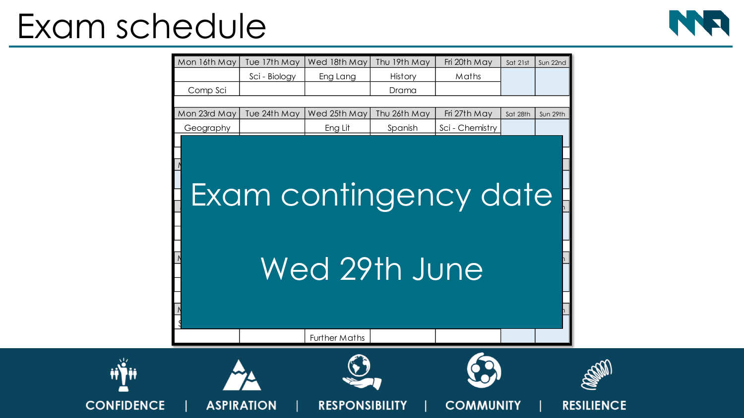# Exam schedule

| Mon 16th May | Tue 17th May | Wed 18th May | Thu 19th May | Fri 20th May | Sat 21st | Sun 22nd |
|---|---|---|---|---|---|---|
| | Sci - Biology | Eng Lang | History | Maths | | |
| Comp Sci | | | Drama | | | |

| Mon 23rd May | Tue 24th May | Wed 25th May | Thu 26th May | Fri 27th May | Sat 28th | Sun 29th |
|---|---|---|---|---|---|---|
| Geography | | Eng Lit | Spanish | Sci - Chemistry | | |

| | | | | | | |
|---|---|---|---|---|---|---|
| | | Further Maths | | | | |

## Exam contingency date

## Wed 29th June

CONFIDENCE | ASPIRATION | RESPONSIBILITY | COMMUNITY | RESILIENCE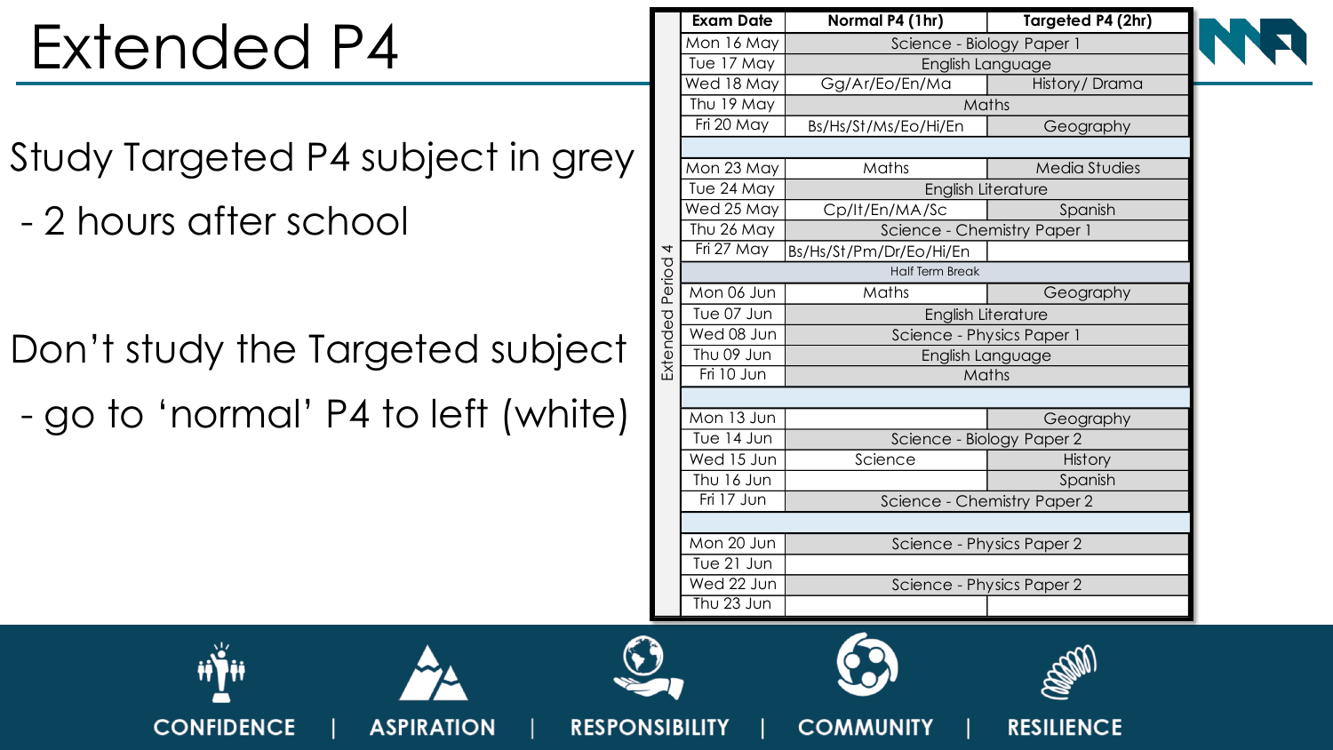# Extended P4

Study Targeted P4 subject in grey

- 2 hours after school

Don't study the Targeted subject

- go to 'normal' P4 to left (white)

| Exam Date | Normal P4 (1hr) | Targeted P4 (2hr) |
|---|---|---|
| Mon 16 May | Science - Biology Paper 1 | |
| Tue 17 May | English Language | |
| Wed 18 May | Gg/Ar/Eo/En/Ma | History/ Drama |
| Thu 19 May | Maths | |
| Fri 20 May | Bs/Hs/St/Ms/Eo/Hi/En | Geography |
| | | |
| Mon 23 May | Maths | Media Studies |
| Tue 24 May | English Literature | |
| Wed 25 May | Cp/It/En/MA/Sc | Spanish |
| Thu 26 May | Science - Chemistry Paper 1 | |
| Fri 27 May | Bs/Hs/St/Pm/Dr/Eo/Hi/En | |
| Half Term Break | | |
| Mon 06 Jun | Maths | Geography |
| Tue 07 Jun | English Literature | |
| Wed 08 Jun | Science - Physics Paper 1 | |
| Thu 09 Jun | English Language | |
| Fri 10 Jun | Maths | |
| | | |
| Mon 13 Jun | | Geography |
| Tue 14 Jun | Science - Biology Paper 2 | |
| Wed 15 Jun | Science | History |
| Thu 16 Jun | | Spanish |
| Fri 17 Jun | Science - Chemistry Paper 2 | |
| | | |
| Mon 20 Jun | Science - Physics Paper 2 | |
| Tue 21 Jun | | |
| Wed 22 Jun | Science - Physics Paper 2 | |
| Thu 23 Jun | | |

Extended Period 4

CONFIDENCE | ASPIRATION | RESPONSIBILITY | COMMUNITY | RESILIENCE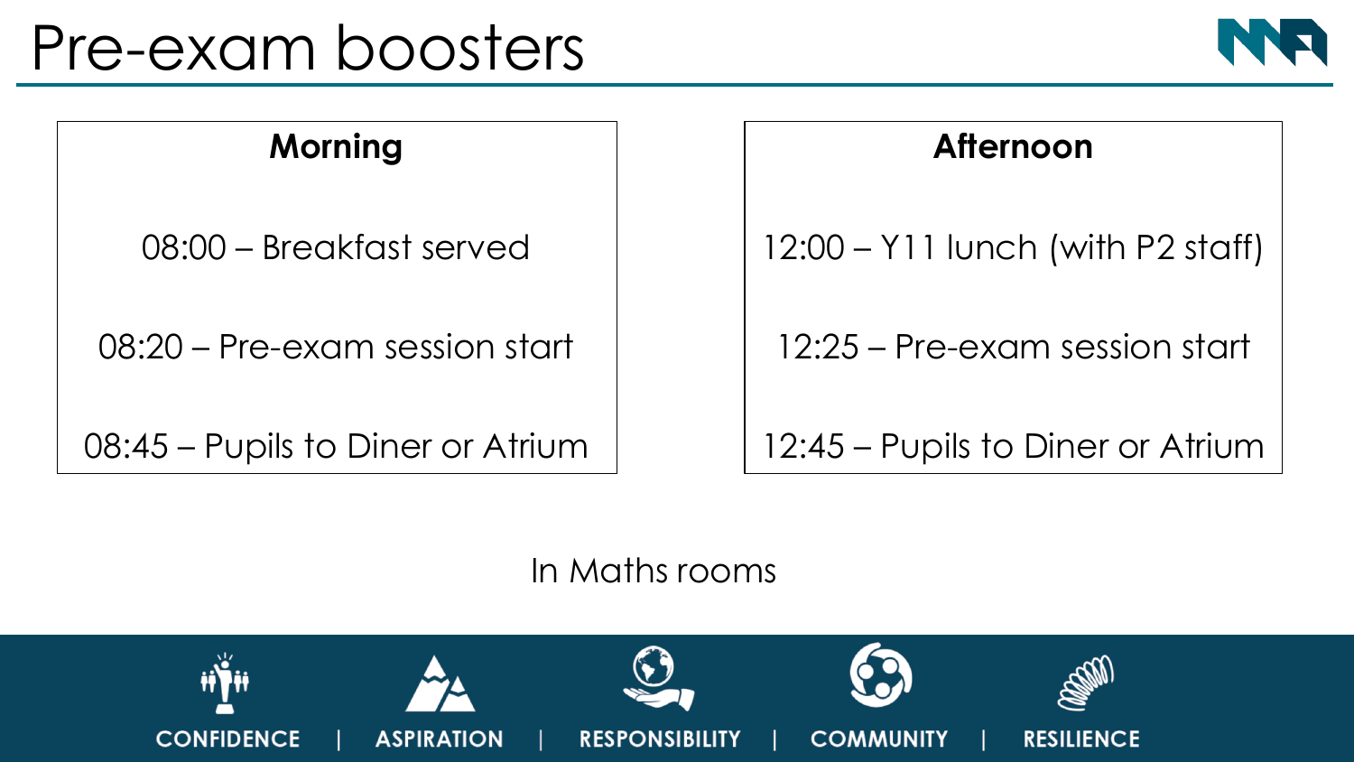# Pre-exam boosters

| Morning | Afternoon |
| --- | --- |
| 08:00 – Breakfast served | 12:00 – Y11 lunch (with P2 staff) |
| 08:20 – Pre-exam session start | 12:25 – Pre-exam session start |
| 08:45 – Pupils to Diner or Atrium | 12:45 – Pupils to Diner or Atrium |

In Maths rooms

CONFIDENCE | ASPIRATION | RESPONSIBILITY | COMMUNITY | RESILIENCE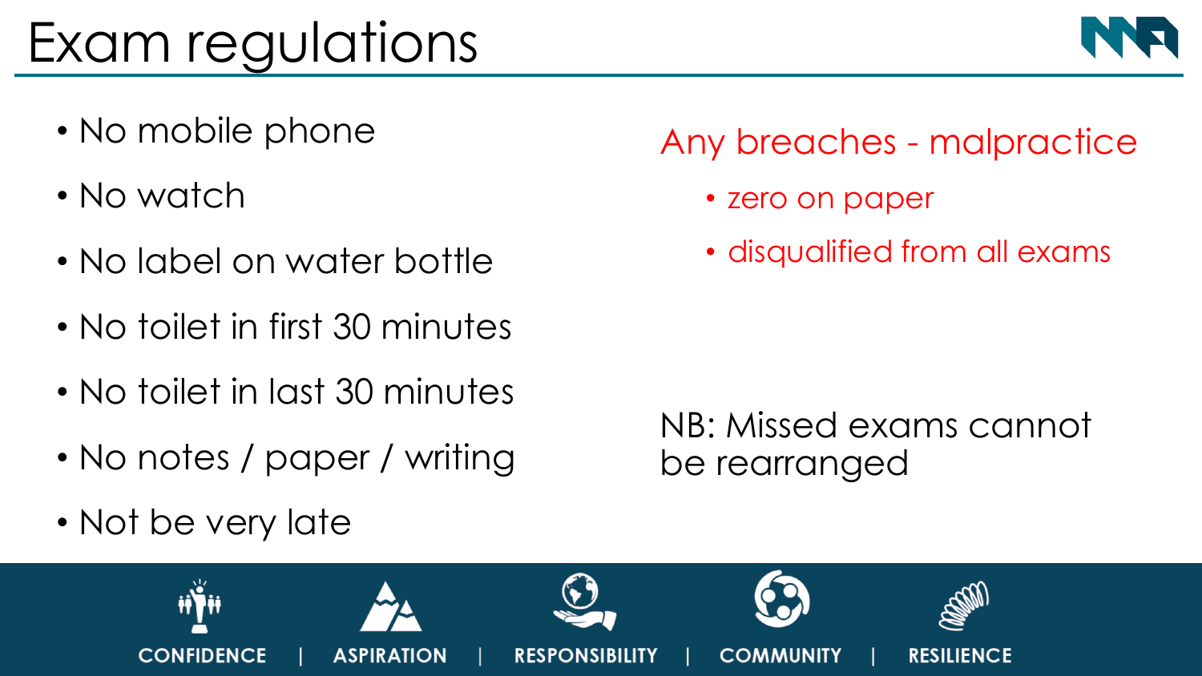# Exam regulations

- No mobile phone
- No watch
- No label on water bottle
- No toilet in first 30 minutes
- No toilet in last 30 minutes
- No notes / paper / writing
- Not be very late

Any breaches - malpractice

- zero on paper
- disqualified from all exams

NB: Missed exams cannot be rearranged

CONFIDENCE | ASPIRATION | RESPONSIBILITY | COMMUNITY | RESILIENCE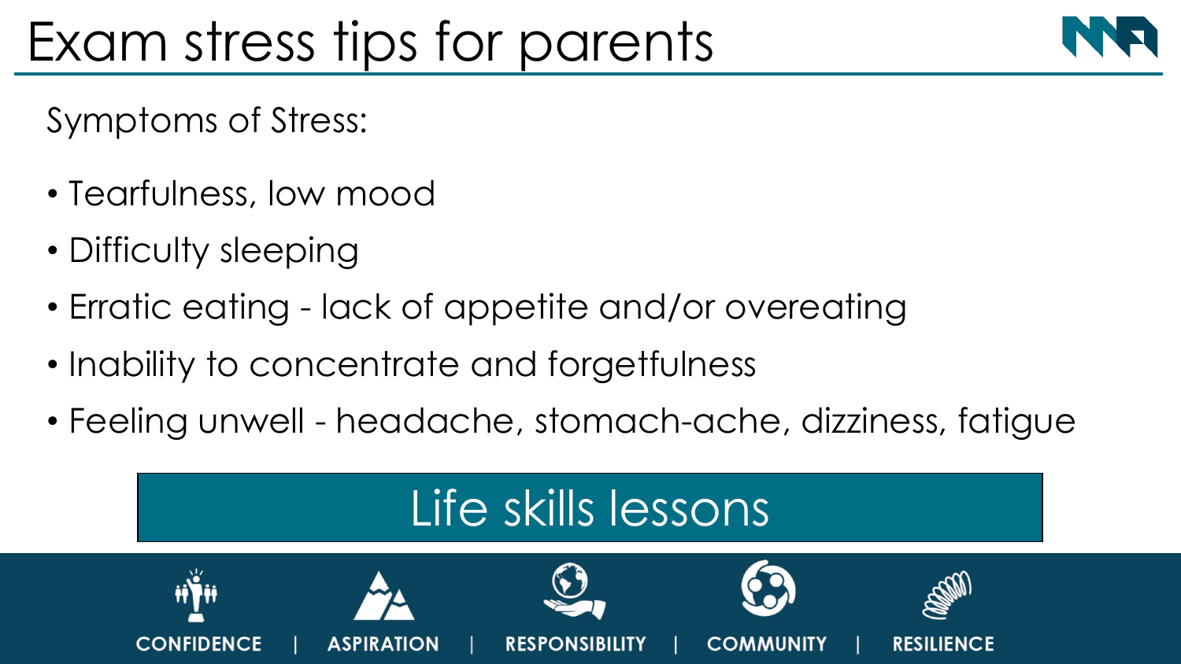# Exam stress tips for parents

Symptoms of Stress:

- Tearfulness, low mood
- Difficulty sleeping
- Erratic eating - lack of appetite and/or overeating
- Inability to concentrate and forgetfulness
- Feeling unwell - headache, stomach-ache, dizziness, fatigue

Life skills lessons

CONFIDENCE | ASPIRATION | RESPONSIBILITY | COMMUNITY | RESILIENCE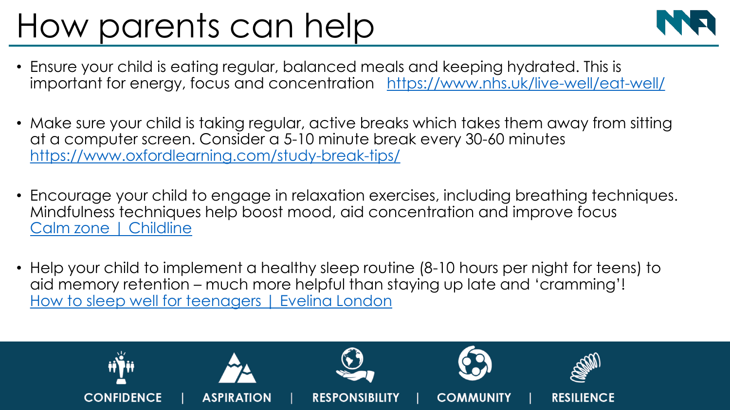# How parents can help

- Ensure your child is eating regular, balanced meals and keeping hydrated. This is important for energy, focus and concentration [https://www.nhs.uk/live-well/eat-well/](https://www.nhs.uk/live-well/eat-well/)
- Make sure your child is taking regular, active breaks which takes them away from sitting at a computer screen. Consider a 5-10 minute break every 30-60 minutes [https://www.oxfordlearning.com/study-break-tips/](https://www.oxfordlearning.com/study-break-tips/)
- Encourage your child to engage in relaxation exercises, including breathing techniques. Mindfulness techniques help boost mood, aid concentration and improve focus Calm zone | Childline
- Help your child to implement a healthy sleep routine (8-10 hours per night for teens) to aid memory retention – much more helpful than staying up late and 'cramming'! How to sleep well for teenagers | Evelina London

CONFIDENCE | ASPIRATION | RESPONSIBILITY | COMMUNITY | RESILIENCE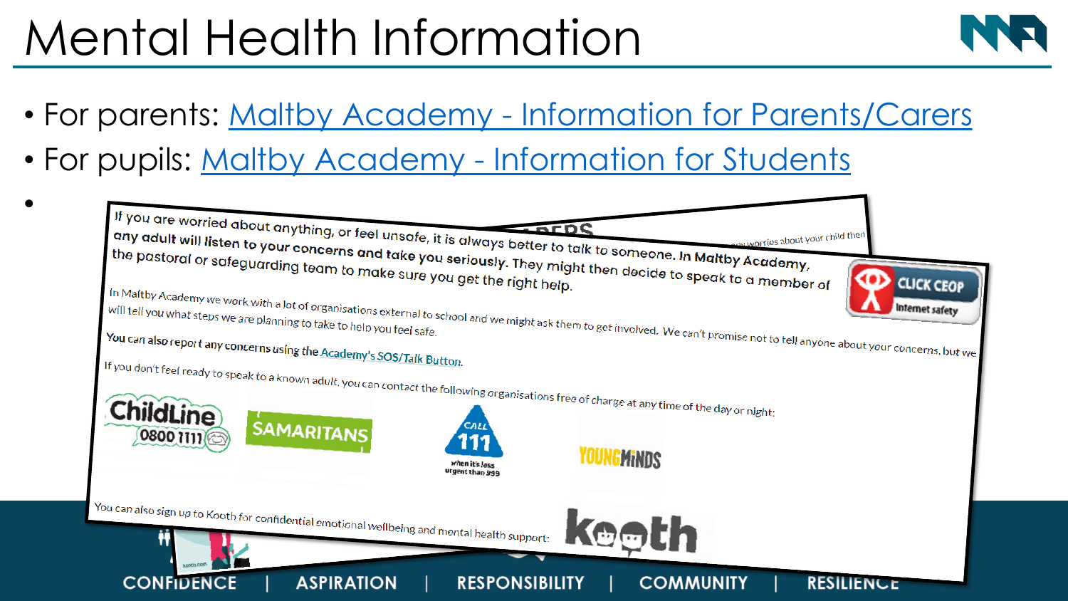# Mental Health Information

- For parents: Maltby Academy - Information for Parents/Carers
- For pupils: Maltby Academy - Information for Students
- 

If you are worried about anything, or feel unsafe, it is always better to talk to someone. In Maltby Academy, any adult will listen to your concerns and take you seriously. They might then decide to speak to a member of the pastoral or safeguarding team to make sure you get the right help.

In Maltby Academy we work with a lot of organisations external to school and we might ask them to get involved. We can't promise not to tell anyone about your concerns, but we will tell you what steps we are planning to take to help you feel safe.

You can also report any concerns using the Academy's SOS/Talk Button.

If you don't feel ready to speak to a known adult, you can contact the following organisations free of charge at any time of the day or night:

ChildLine 0800 1111 | SAMARITANS | CALL 111 when it's less urgent than 999 | YOUNGMINDS

You can also sign up to Kooth for confidential emotional wellbeing and mental health support:

CLICK CEOP Internet safety

CONFIDENCE | ASPIRATION | RESPONSIBILITY | COMMUNITY | RESILIENCE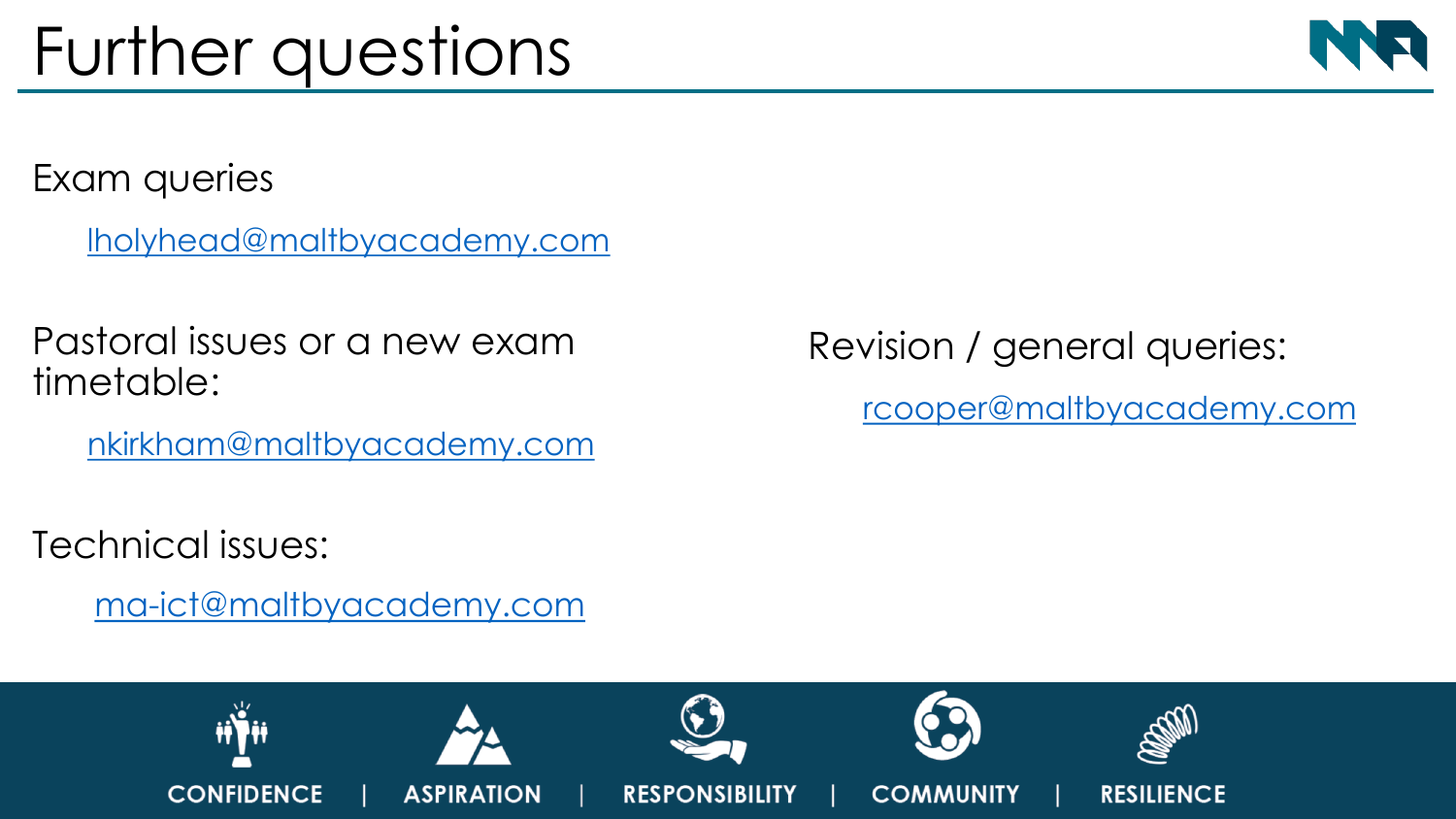# Further questions

Exam queries

lholyhead@maltbyacademy.com

Pastoral issues or a new exam timetable:

nkirkham@maltbyacademy.com

Technical issues:

ma-ict@maltbyacademy.com

Revision / general queries:

rcooper@maltbyacademy.com

CONFIDENCE | ASPIRATION | RESPONSIBILITY | COMMUNITY | RESILIENCE